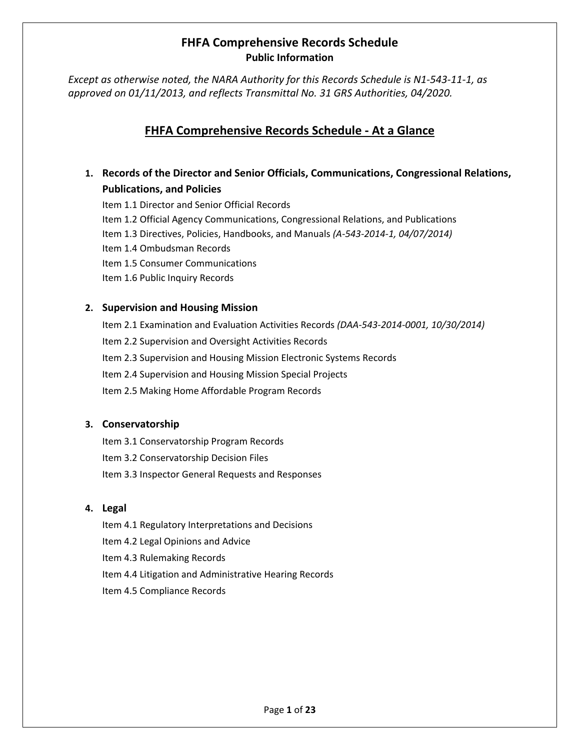# FHFA Comprehensive Records Schedule

**Public Information**

*Except as otherwise noted, the NARA Authority for this Records Schedule is N1-543-11-1, as approved on 01/11/2013, and reflects Transmittal No. 31 GRS Authorities, 04/2020.*

## FHFA Comprehensive Records Schedule - At a Glance

### 1. Records of the Director and Senior Officials, Communications, Congressional Relations, Publications, and Policies

Item 1.1 Director and Senior Official Records

Item 1.2 Official Agency Communications, Congressional Relations, and Publications

Item 1.3 Directives, Policies, Handbooks, and Manuals *(A-543-2014-1, 04/07/2014)*

Item 1.4 Ombudsman Records

Item 1.5 Consumer Communications

Item 1.6 Public Inquiry Records

### 2. Supervision and Housing Mission

Item 2.1 Examination and Evaluation Activities Records *(DAA-543-2014-0001, 10/30/2014)*

Item 2.2 Supervision and Oversight Activities Records

Item 2.3 Supervision and Housing Mission Electronic Systems Records

Item 2.4 Supervision and Housing Mission Special Projects

Item 2.5 Making Home Affordable Program Records

### 3. Conservatorship

Item 3.1 Conservatorship Program Records

Item 3.2 Conservatorship Decision Files

Item 3.3 Inspector General Requests and Responses

### 4. Legal

Item 4.1 Regulatory Interpretations and Decisions

Item 4.2 Legal Opinions and Advice

Item 4.3 Rulemaking Records

Item 4.4 Litigation and Administrative Hearing Records

Item 4.5 Compliance Records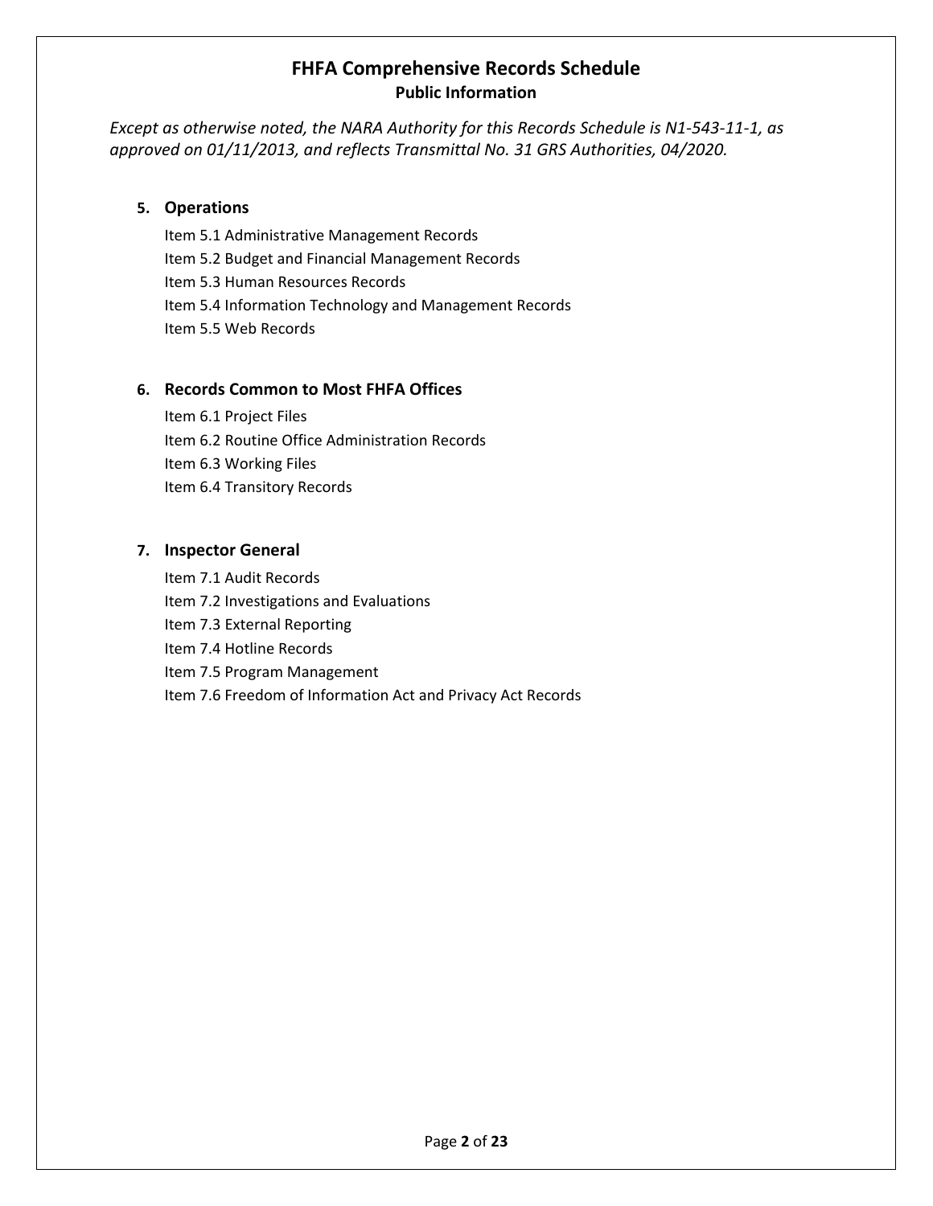# FHFA Comprehensive Records Schedule

## Public Information

*Except as otherwise noted, the NARA Authority for this Records Schedule is N1-543-11-1, as approved on 01/11/2013, and reflects Transmittal No. 31 GRS Authorities, 04/2020.*

### 5. Operations

Item 5.1 Administrative Management Records
Item 5.2 Budget and Financial Management Records
Item 5.3 Human Resources Records
Item 5.4 Information Technology and Management Records
Item 5.5 Web Records

### 6. Records Common to Most FHFA Offices

Item 6.1 Project Files
Item 6.2 Routine Office Administration Records
Item 6.3 Working Files
Item 6.4 Transitory Records

### 7. Inspector General

Item 7.1 Audit Records
Item 7.2 Investigations and Evaluations
Item 7.3 External Reporting
Item 7.4 Hotline Records
Item 7.5 Program Management
Item 7.6 Freedom of Information Act and Privacy Act Records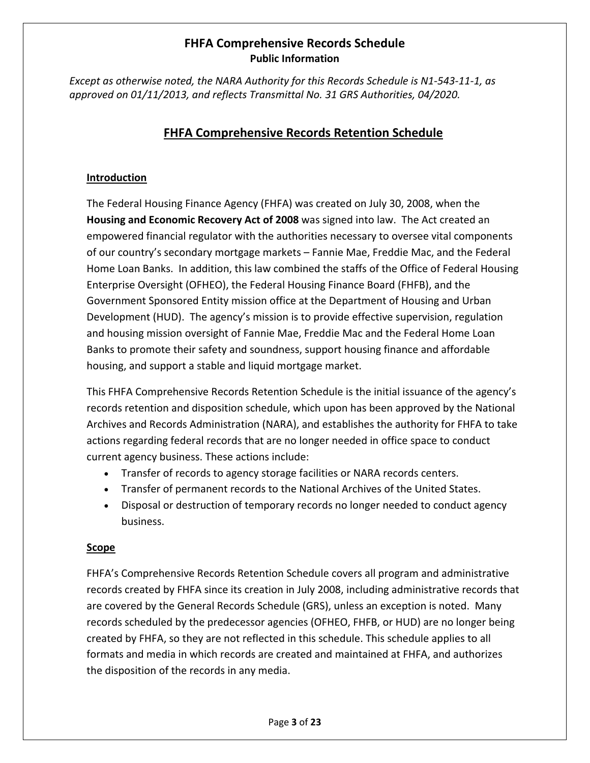# FHFA Comprehensive Records Schedule
**Public Information**

*Except as otherwise noted, the NARA Authority for this Records Schedule is N1-543-11-1, as approved on 01/11/2013, and reflects Transmittal No. 31 GRS Authorities, 04/2020.*

## FHFA Comprehensive Records Retention Schedule

### Introduction

The Federal Housing Finance Agency (FHFA) was created on July 30, 2008, when the **Housing and Economic Recovery Act of 2008** was signed into law. The Act created an empowered financial regulator with the authorities necessary to oversee vital components of our country's secondary mortgage markets – Fannie Mae, Freddie Mac, and the Federal Home Loan Banks. In addition, this law combined the staffs of the Office of Federal Housing Enterprise Oversight (OFHEO), the Federal Housing Finance Board (FHFB), and the Government Sponsored Entity mission office at the Department of Housing and Urban Development (HUD). The agency's mission is to provide effective supervision, regulation and housing mission oversight of Fannie Mae, Freddie Mac and the Federal Home Loan Banks to promote their safety and soundness, support housing finance and affordable housing, and support a stable and liquid mortgage market.

This FHFA Comprehensive Records Retention Schedule is the initial issuance of the agency's records retention and disposition schedule, which upon has been approved by the National Archives and Records Administration (NARA), and establishes the authority for FHFA to take actions regarding federal records that are no longer needed in office space to conduct current agency business. These actions include:

- Transfer of records to agency storage facilities or NARA records centers.
- Transfer of permanent records to the National Archives of the United States.
- Disposal or destruction of temporary records no longer needed to conduct agency business.

### Scope

FHFA's Comprehensive Records Retention Schedule covers all program and administrative records created by FHFA since its creation in July 2008, including administrative records that are covered by the General Records Schedule (GRS), unless an exception is noted. Many records scheduled by the predecessor agencies (OFHEO, FHFB, or HUD) are no longer being created by FHFA, so they are not reflected in this schedule. This schedule applies to all formats and media in which records are created and maintained at FHFA, and authorizes the disposition of the records in any media.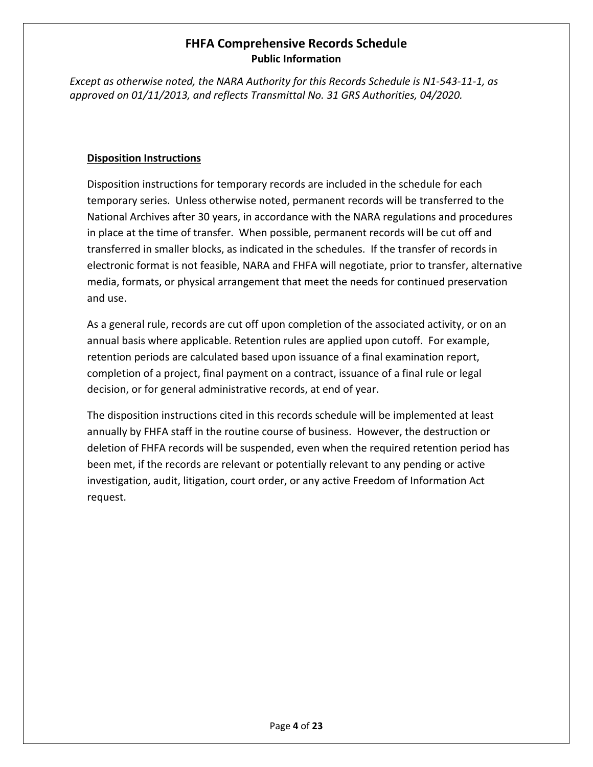*Except as otherwise noted, the NARA Authority for this Records Schedule is N1-543-11-1, as approved on 01/11/2013, and reflects Transmittal No. 31 GRS Authorities, 04/2020.*

## Disposition Instructions

Disposition instructions for temporary records are included in the schedule for each temporary series. Unless otherwise noted, permanent records will be transferred to the National Archives after 30 years, in accordance with the NARA regulations and procedures in place at the time of transfer. When possible, permanent records will be cut off and transferred in smaller blocks, as indicated in the schedules. If the transfer of records in electronic format is not feasible, NARA and FHFA will negotiate, prior to transfer, alternative media, formats, or physical arrangement that meet the needs for continued preservation and use.

As a general rule, records are cut off upon completion of the associated activity, or on an annual basis where applicable. Retention rules are applied upon cutoff. For example, retention periods are calculated based upon issuance of a final examination report, completion of a project, final payment on a contract, issuance of a final rule or legal decision, or for general administrative records, at end of year.

The disposition instructions cited in this records schedule will be implemented at least annually by FHFA staff in the routine course of business. However, the destruction or deletion of FHFA records will be suspended, even when the required retention period has been met, if the records are relevant or potentially relevant to any pending or active investigation, audit, litigation, court order, or any active Freedom of Information Act request.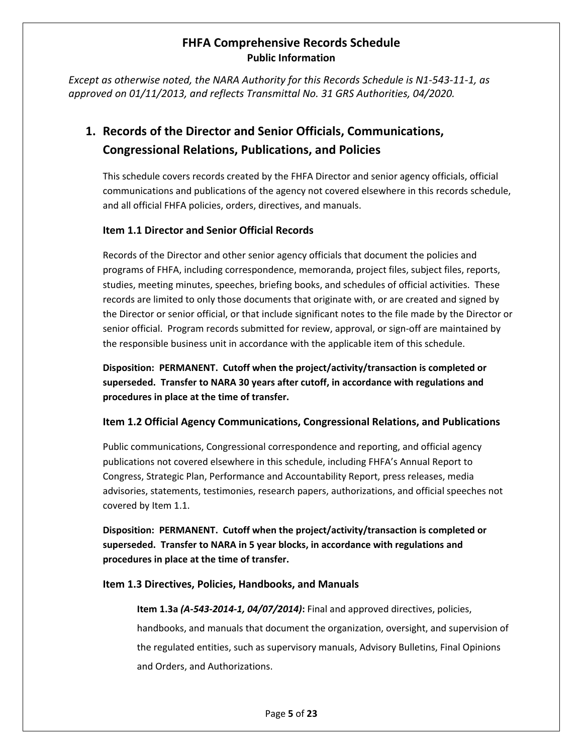# FHFA Comprehensive Records Schedule

**Public Information**

*Except as otherwise noted, the NARA Authority for this Records Schedule is N1-543-11-1, as approved on 01/11/2013, and reflects Transmittal No. 31 GRS Authorities, 04/2020.*

## 1. Records of the Director and Senior Officials, Communications, Congressional Relations, Publications, and Policies

This schedule covers records created by the FHFA Director and senior agency officials, official communications and publications of the agency not covered elsewhere in this records schedule, and all official FHFA policies, orders, directives, and manuals.

### Item 1.1 Director and Senior Official Records

Records of the Director and other senior agency officials that document the policies and programs of FHFA, including correspondence, memoranda, project files, subject files, reports, studies, meeting minutes, speeches, briefing books, and schedules of official activities. These records are limited to only those documents that originate with, or are created and signed by the Director or senior official, or that include significant notes to the file made by the Director or senior official. Program records submitted for review, approval, or sign-off are maintained by the responsible business unit in accordance with the applicable item of this schedule.

**Disposition: PERMANENT. Cutoff when the project/activity/transaction is completed or superseded. Transfer to NARA 30 years after cutoff, in accordance with regulations and procedures in place at the time of transfer.**

### Item 1.2 Official Agency Communications, Congressional Relations, and Publications

Public communications, Congressional correspondence and reporting, and official agency publications not covered elsewhere in this schedule, including FHFA's Annual Report to Congress, Strategic Plan, Performance and Accountability Report, press releases, media advisories, statements, testimonies, research papers, authorizations, and official speeches not covered by Item 1.1.

**Disposition: PERMANENT. Cutoff when the project/activity/transaction is completed or superseded. Transfer to NARA in 5 year blocks, in accordance with regulations and procedures in place at the time of transfer.**

### Item 1.3 Directives, Policies, Handbooks, and Manuals

**Item 1.3a *(A-543-2014-1, 04/07/2014)*:** Final and approved directives, policies, handbooks, and manuals that document the organization, oversight, and supervision of the regulated entities, such as supervisory manuals, Advisory Bulletins, Final Opinions and Orders, and Authorizations.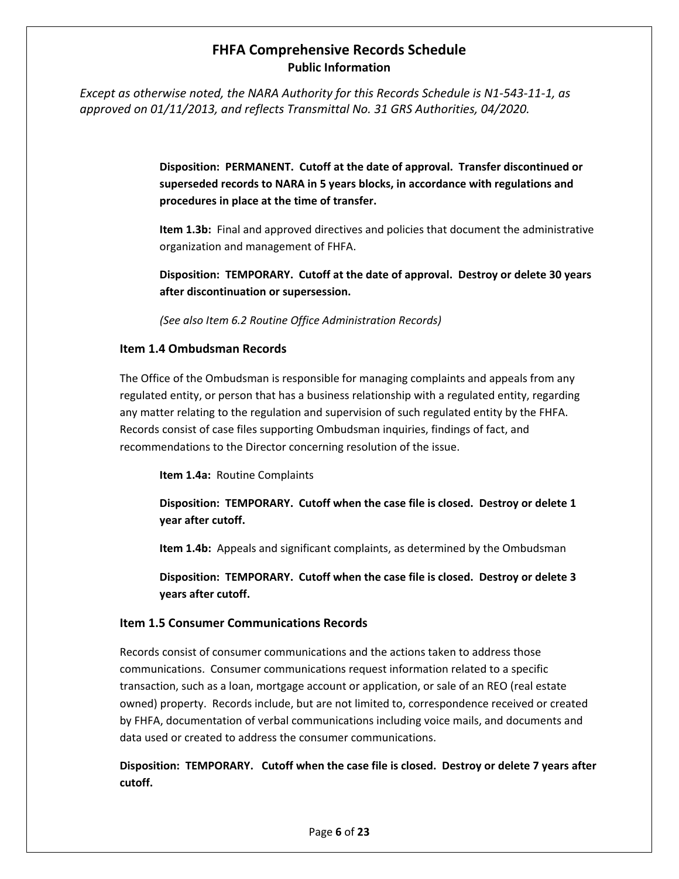**Disposition: PERMANENT. Cutoff at the date of approval. Transfer discontinued or superseded records to NARA in 5 years blocks, in accordance with regulations and procedures in place at the time of transfer.**

**Item 1.3b:** Final and approved directives and policies that document the administrative organization and management of FHFA.

**Disposition: TEMPORARY. Cutoff at the date of approval. Destroy or delete 30 years after discontinuation or supersession.**

*(See also Item 6.2 Routine Office Administration Records)*

### Item 1.4 Ombudsman Records

The Office of the Ombudsman is responsible for managing complaints and appeals from any regulated entity, or person that has a business relationship with a regulated entity, regarding any matter relating to the regulation and supervision of such regulated entity by the FHFA. Records consist of case files supporting Ombudsman inquiries, findings of fact, and recommendations to the Director concerning resolution of the issue.

**Item 1.4a:** Routine Complaints

**Disposition: TEMPORARY. Cutoff when the case file is closed. Destroy or delete 1 year after cutoff.**

**Item 1.4b:** Appeals and significant complaints, as determined by the Ombudsman

**Disposition: TEMPORARY. Cutoff when the case file is closed. Destroy or delete 3 years after cutoff.**

### Item 1.5 Consumer Communications Records

Records consist of consumer communications and the actions taken to address those communications. Consumer communications request information related to a specific transaction, such as a loan, mortgage account or application, or sale of an REO (real estate owned) property. Records include, but are not limited to, correspondence received or created by FHFA, documentation of verbal communications including voice mails, and documents and data used or created to address the consumer communications.

**Disposition: TEMPORARY. Cutoff when the case file is closed. Destroy or delete 7 years after cutoff.**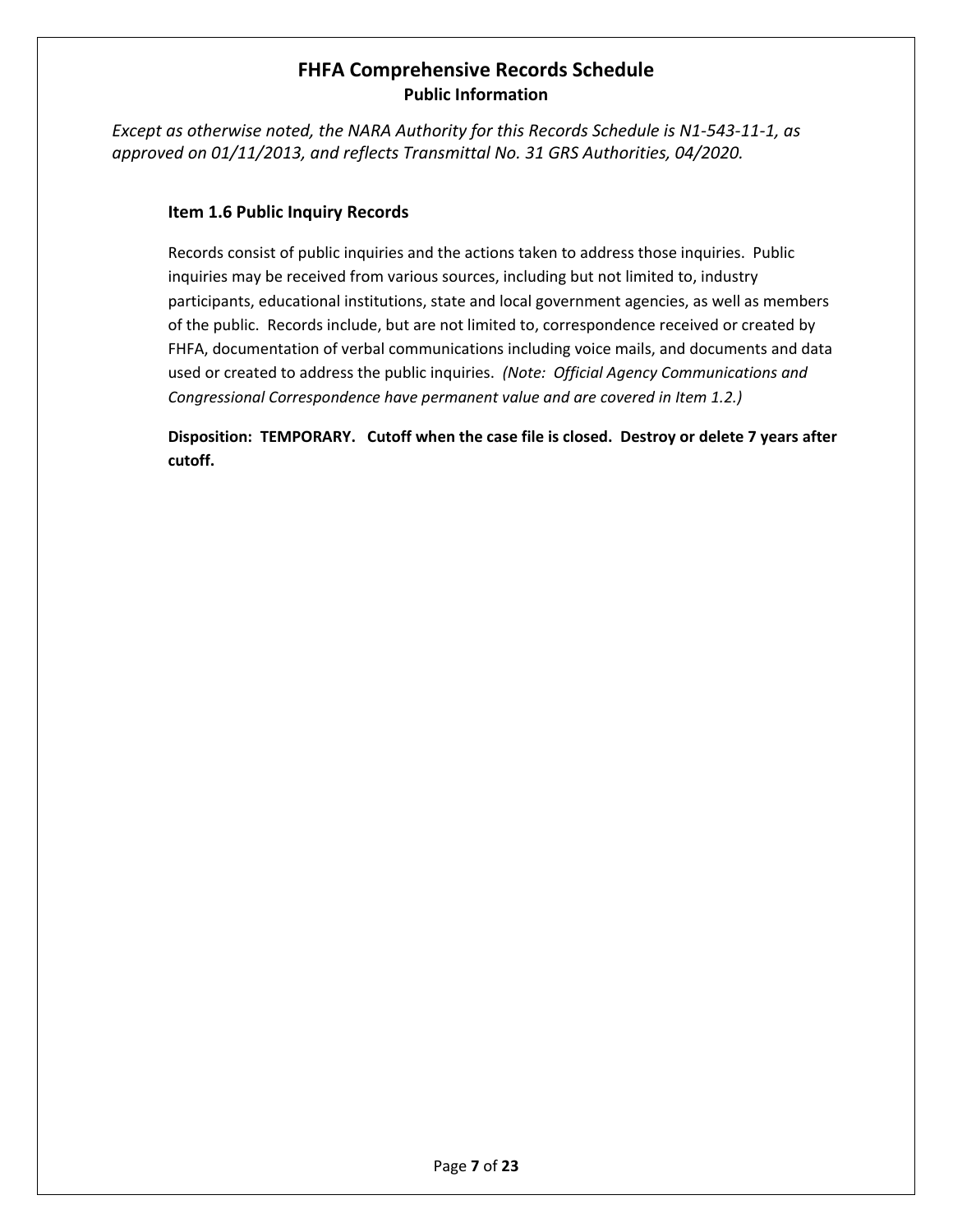# FHFA Comprehensive Records Schedule

## Public Information

*Except as otherwise noted, the NARA Authority for this Records Schedule is N1-543-11-1, as approved on 01/11/2013, and reflects Transmittal No. 31 GRS Authorities, 04/2020.*

### Item 1.6 Public Inquiry Records

Records consist of public inquiries and the actions taken to address those inquiries. Public inquiries may be received from various sources, including but not limited to, industry participants, educational institutions, state and local government agencies, as well as members of the public. Records include, but are not limited to, correspondence received or created by FHFA, documentation of verbal communications including voice mails, and documents and data used or created to address the public inquiries. *(Note: Official Agency Communications and Congressional Correspondence have permanent value and are covered in Item 1.2.)*

**Disposition: TEMPORARY. Cutoff when the case file is closed. Destroy or delete 7 years after cutoff.**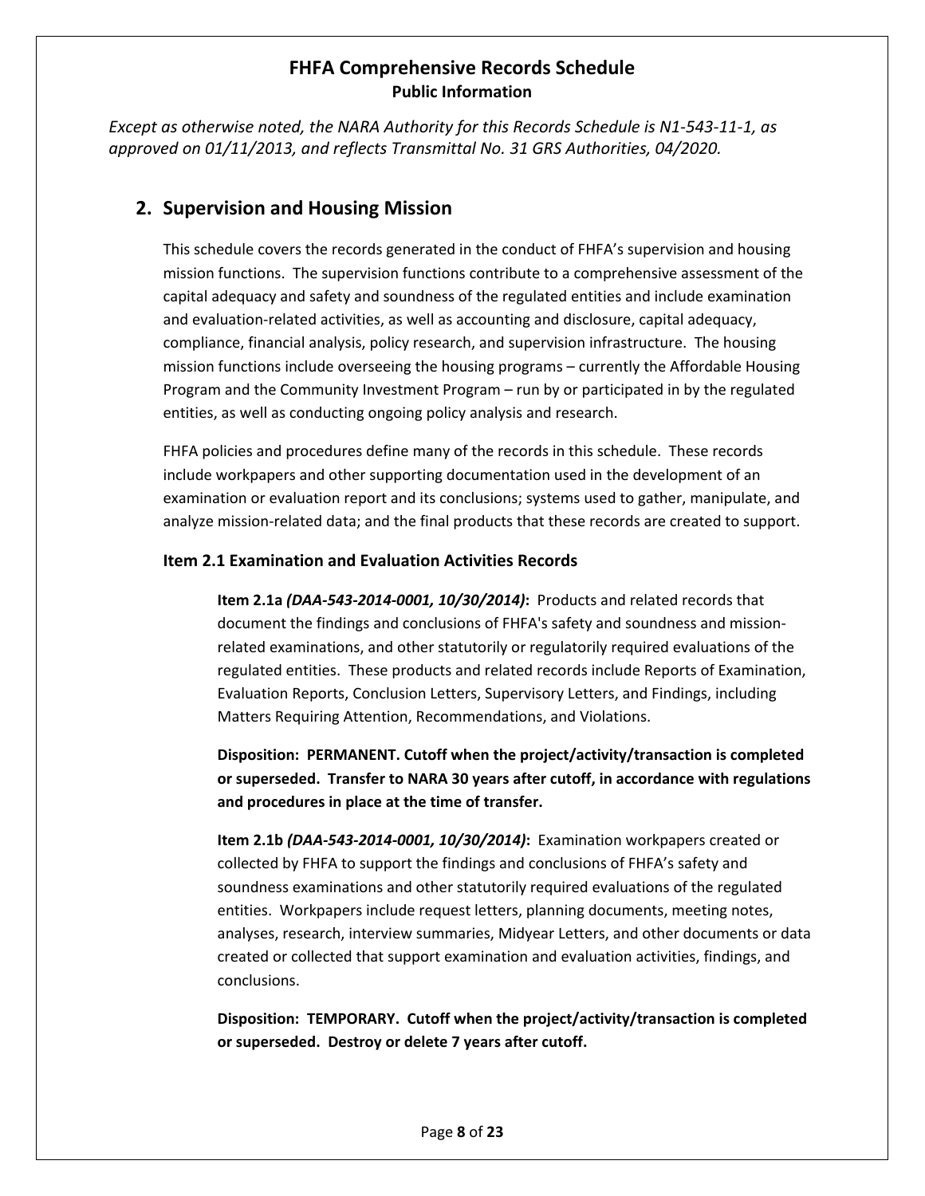# FHFA Comprehensive Records Schedule

**Public Information**

*Except as otherwise noted, the NARA Authority for this Records Schedule is N1-543-11-1, as approved on 01/11/2013, and reflects Transmittal No. 31 GRS Authorities, 04/2020.*

## 2. Supervision and Housing Mission

This schedule covers the records generated in the conduct of FHFA's supervision and housing mission functions. The supervision functions contribute to a comprehensive assessment of the capital adequacy and safety and soundness of the regulated entities and include examination and evaluation-related activities, as well as accounting and disclosure, capital adequacy, compliance, financial analysis, policy research, and supervision infrastructure. The housing mission functions include overseeing the housing programs – currently the Affordable Housing Program and the Community Investment Program – run by or participated in by the regulated entities, as well as conducting ongoing policy analysis and research.

FHFA policies and procedures define many of the records in this schedule. These records include workpapers and other supporting documentation used in the development of an examination or evaluation report and its conclusions; systems used to gather, manipulate, and analyze mission-related data; and the final products that these records are created to support.

### Item 2.1 Examination and Evaluation Activities Records

**Item 2.1a *(DAA-543-2014-0001, 10/30/2014)*:** Products and related records that document the findings and conclusions of FHFA's safety and soundness and mission-related examinations, and other statutorily or regulatorily required evaluations of the regulated entities. These products and related records include Reports of Examination, Evaluation Reports, Conclusion Letters, Supervisory Letters, and Findings, including Matters Requiring Attention, Recommendations, and Violations.

**Disposition: PERMANENT. Cutoff when the project/activity/transaction is completed or superseded. Transfer to NARA 30 years after cutoff, in accordance with regulations and procedures in place at the time of transfer.**

**Item 2.1b *(DAA-543-2014-0001, 10/30/2014)*:** Examination workpapers created or collected by FHFA to support the findings and conclusions of FHFA's safety and soundness examinations and other statutorily required evaluations of the regulated entities. Workpapers include request letters, planning documents, meeting notes, analyses, research, interview summaries, Midyear Letters, and other documents or data created or collected that support examination and evaluation activities, findings, and conclusions.

**Disposition: TEMPORARY. Cutoff when the project/activity/transaction is completed or superseded. Destroy or delete 7 years after cutoff.**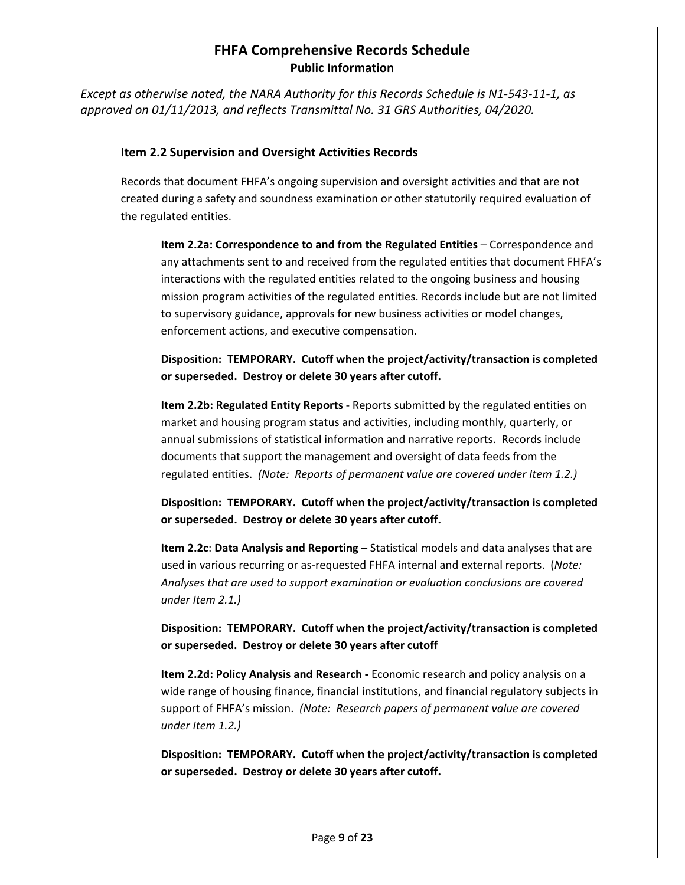*Except as otherwise noted, the NARA Authority for this Records Schedule is N1-543-11-1, as approved on 01/11/2013, and reflects Transmittal No. 31 GRS Authorities, 04/2020.*

### Item 2.2 Supervision and Oversight Activities Records

Records that document FHFA's ongoing supervision and oversight activities and that are not created during a safety and soundness examination or other statutorily required evaluation of the regulated entities.

**Item 2.2a: Correspondence to and from the Regulated Entities** – Correspondence and any attachments sent to and received from the regulated entities that document FHFA's interactions with the regulated entities related to the ongoing business and housing mission program activities of the regulated entities. Records include but are not limited to supervisory guidance, approvals for new business activities or model changes, enforcement actions, and executive compensation.

**Disposition: TEMPORARY. Cutoff when the project/activity/transaction is completed or superseded. Destroy or delete 30 years after cutoff.**

**Item 2.2b: Regulated Entity Reports** - Reports submitted by the regulated entities on market and housing program status and activities, including monthly, quarterly, or annual submissions of statistical information and narrative reports. Records include documents that support the management and oversight of data feeds from the regulated entities. *(Note: Reports of permanent value are covered under Item 1.2.)*

**Disposition: TEMPORARY. Cutoff when the project/activity/transaction is completed or superseded. Destroy or delete 30 years after cutoff.**

**Item 2.2c**: **Data Analysis and Reporting** – Statistical models and data analyses that are used in various recurring or as-requested FHFA internal and external reports. (*Note: Analyses that are used to support examination or evaluation conclusions are covered under Item 2.1.)*

**Disposition: TEMPORARY. Cutoff when the project/activity/transaction is completed or superseded. Destroy or delete 30 years after cutoff**

**Item 2.2d: Policy Analysis and Research -** Economic research and policy analysis on a wide range of housing finance, financial institutions, and financial regulatory subjects in support of FHFA's mission. *(Note: Research papers of permanent value are covered under Item 1.2.)*

**Disposition: TEMPORARY. Cutoff when the project/activity/transaction is completed or superseded. Destroy or delete 30 years after cutoff.**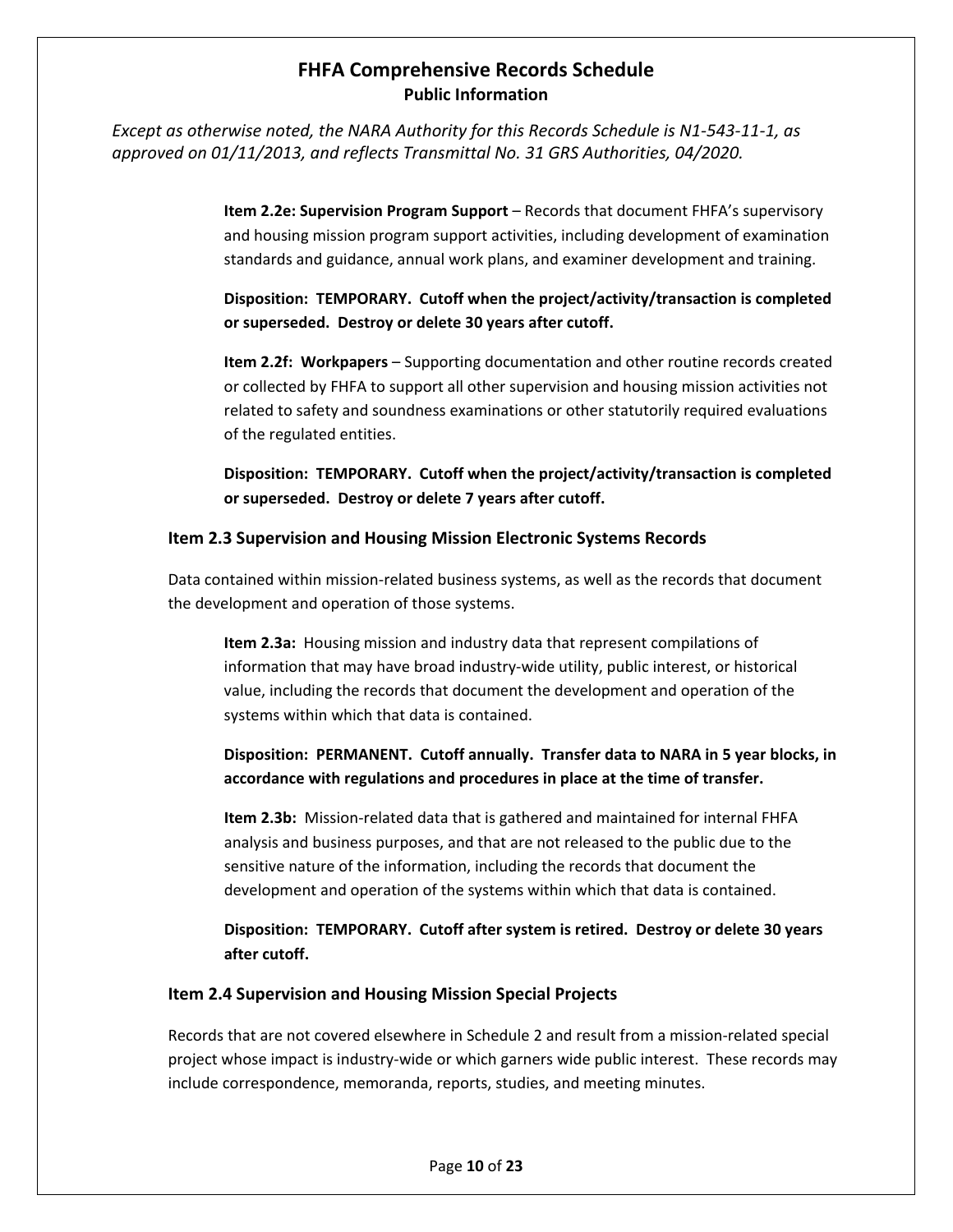*Except as otherwise noted, the NARA Authority for this Records Schedule is N1-543-11-1, as approved on 01/11/2013, and reflects Transmittal No. 31 GRS Authorities, 04/2020.*

**Item 2.2e: Supervision Program Support** – Records that document FHFA's supervisory and housing mission program support activities, including development of examination standards and guidance, annual work plans, and examiner development and training.

**Disposition: TEMPORARY. Cutoff when the project/activity/transaction is completed or superseded. Destroy or delete 30 years after cutoff.**

**Item 2.2f: Workpapers** – Supporting documentation and other routine records created or collected by FHFA to support all other supervision and housing mission activities not related to safety and soundness examinations or other statutorily required evaluations of the regulated entities.

**Disposition: TEMPORARY. Cutoff when the project/activity/transaction is completed or superseded. Destroy or delete 7 years after cutoff.**

### Item 2.3 Supervision and Housing Mission Electronic Systems Records

Data contained within mission-related business systems, as well as the records that document the development and operation of those systems.

**Item 2.3a:** Housing mission and industry data that represent compilations of information that may have broad industry-wide utility, public interest, or historical value, including the records that document the development and operation of the systems within which that data is contained.

**Disposition: PERMANENT. Cutoff annually. Transfer data to NARA in 5 year blocks, in accordance with regulations and procedures in place at the time of transfer.**

**Item 2.3b:** Mission-related data that is gathered and maintained for internal FHFA analysis and business purposes, and that are not released to the public due to the sensitive nature of the information, including the records that document the development and operation of the systems within which that data is contained.

**Disposition: TEMPORARY. Cutoff after system is retired. Destroy or delete 30 years after cutoff.**

### Item 2.4 Supervision and Housing Mission Special Projects

Records that are not covered elsewhere in Schedule 2 and result from a mission-related special project whose impact is industry-wide or which garners wide public interest. These records may include correspondence, memoranda, reports, studies, and meeting minutes.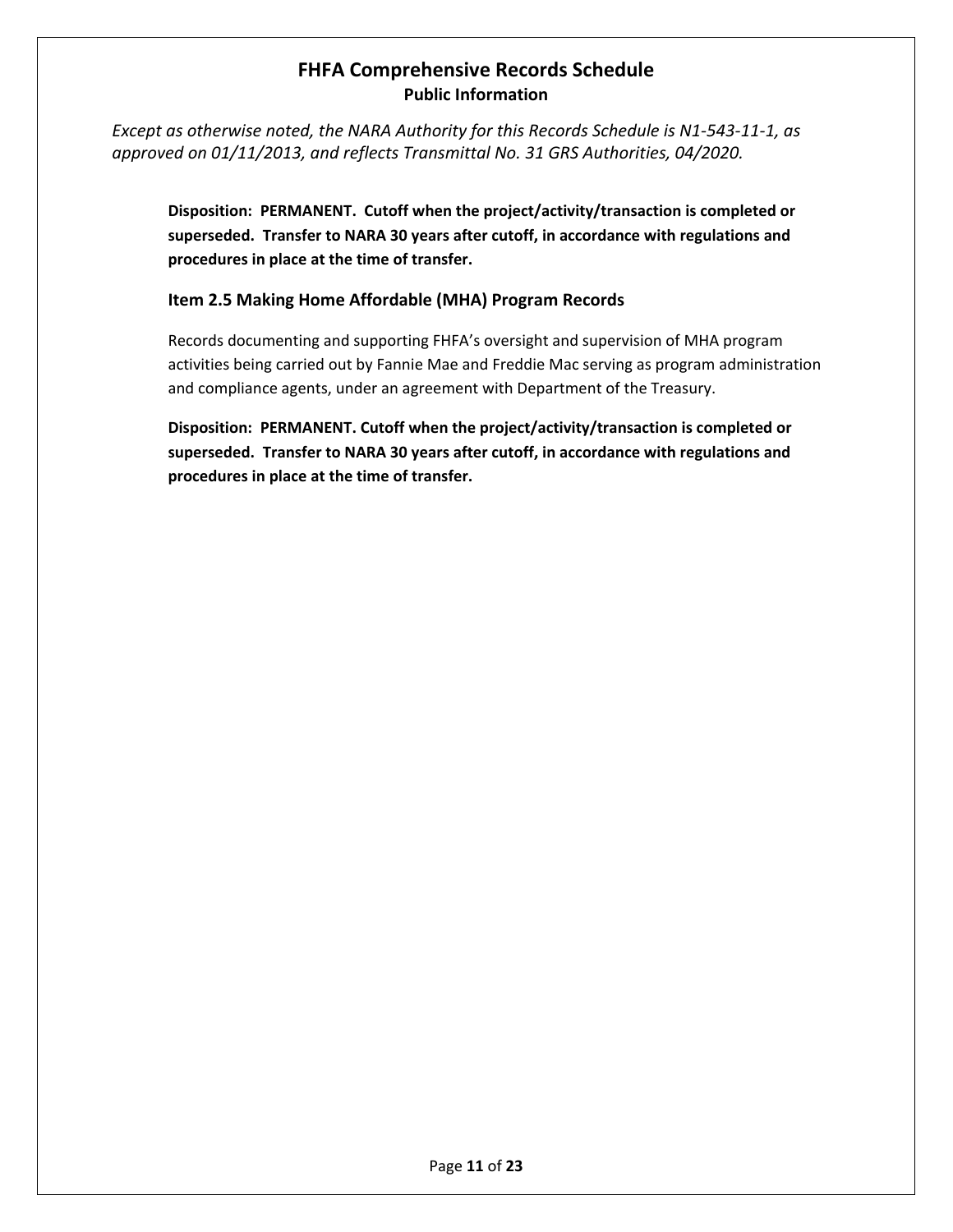**Disposition: PERMANENT. Cutoff when the project/activity/transaction is completed or superseded. Transfer to NARA 30 years after cutoff, in accordance with regulations and procedures in place at the time of transfer.**

### Item 2.5 Making Home Affordable (MHA) Program Records

Records documenting and supporting FHFA's oversight and supervision of MHA program activities being carried out by Fannie Mae and Freddie Mac serving as program administration and compliance agents, under an agreement with Department of the Treasury.

**Disposition: PERMANENT. Cutoff when the project/activity/transaction is completed or superseded. Transfer to NARA 30 years after cutoff, in accordance with regulations and procedures in place at the time of transfer.**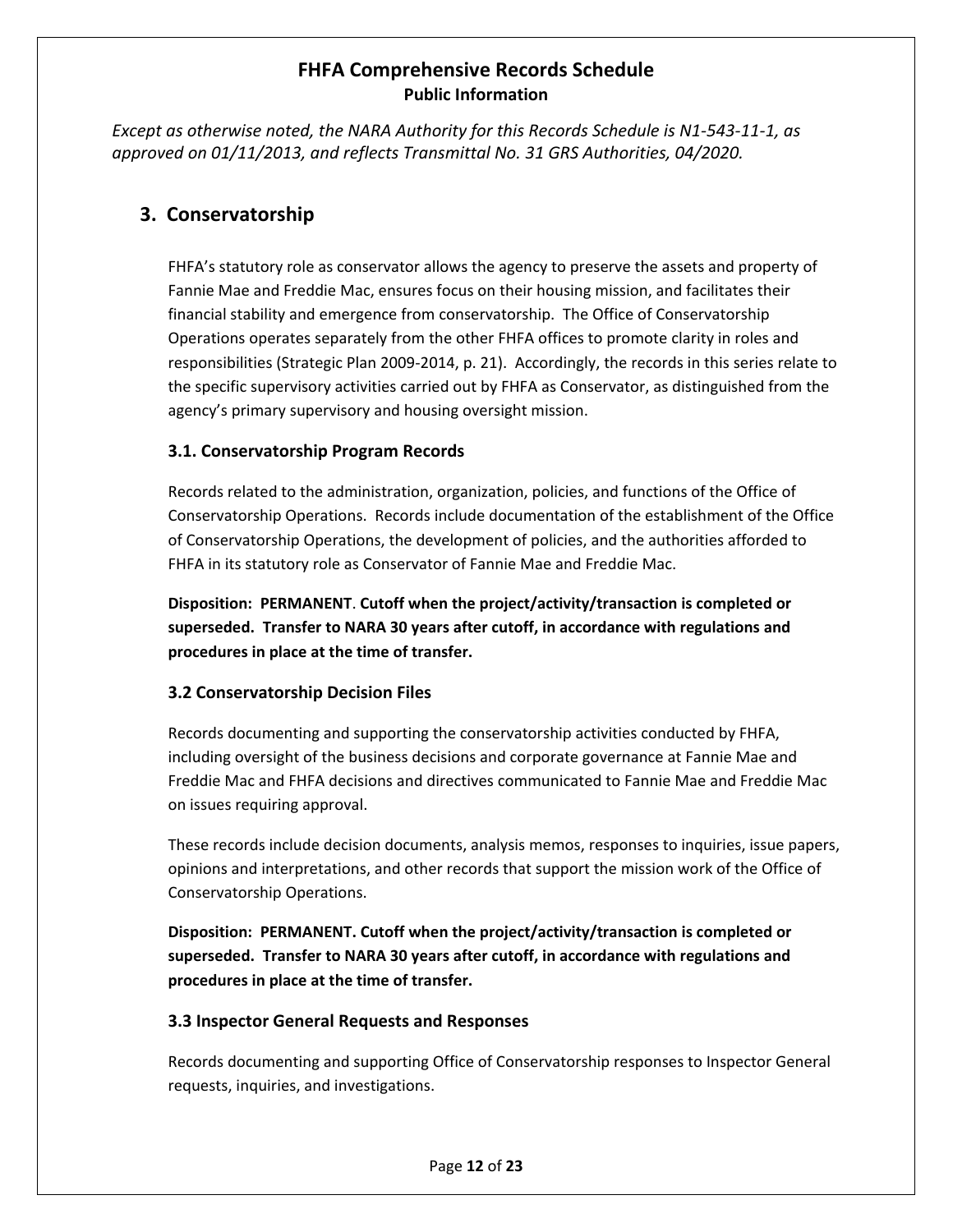*Except as otherwise noted, the NARA Authority for this Records Schedule is N1-543-11-1, as approved on 01/11/2013, and reflects Transmittal No. 31 GRS Authorities, 04/2020.*

## 3. Conservatorship

FHFA's statutory role as conservator allows the agency to preserve the assets and property of Fannie Mae and Freddie Mac, ensures focus on their housing mission, and facilitates their financial stability and emergence from conservatorship. The Office of Conservatorship Operations operates separately from the other FHFA offices to promote clarity in roles and responsibilities (Strategic Plan 2009-2014, p. 21). Accordingly, the records in this series relate to the specific supervisory activities carried out by FHFA as Conservator, as distinguished from the agency's primary supervisory and housing oversight mission.

### 3.1. Conservatorship Program Records

Records related to the administration, organization, policies, and functions of the Office of Conservatorship Operations. Records include documentation of the establishment of the Office of Conservatorship Operations, the development of policies, and the authorities afforded to FHFA in its statutory role as Conservator of Fannie Mae and Freddie Mac.

**Disposition: PERMANENT. Cutoff when the project/activity/transaction is completed or superseded. Transfer to NARA 30 years after cutoff, in accordance with regulations and procedures in place at the time of transfer.**

### 3.2 Conservatorship Decision Files

Records documenting and supporting the conservatorship activities conducted by FHFA, including oversight of the business decisions and corporate governance at Fannie Mae and Freddie Mac and FHFA decisions and directives communicated to Fannie Mae and Freddie Mac on issues requiring approval.

These records include decision documents, analysis memos, responses to inquiries, issue papers, opinions and interpretations, and other records that support the mission work of the Office of Conservatorship Operations.

**Disposition: PERMANENT. Cutoff when the project/activity/transaction is completed or superseded. Transfer to NARA 30 years after cutoff, in accordance with regulations and procedures in place at the time of transfer.**

### 3.3 Inspector General Requests and Responses

Records documenting and supporting Office of Conservatorship responses to Inspector General requests, inquiries, and investigations.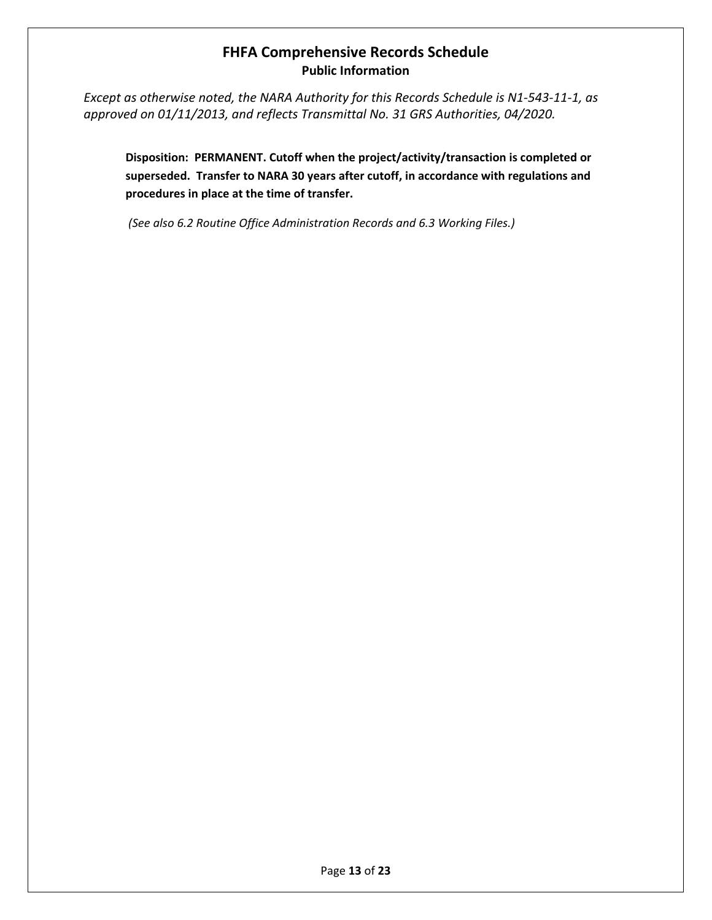**Disposition: PERMANENT. Cutoff when the project/activity/transaction is completed or superseded. Transfer to NARA 30 years after cutoff, in accordance with regulations and procedures in place at the time of transfer.**

*(See also 6.2 Routine Office Administration Records and 6.3 Working Files.)*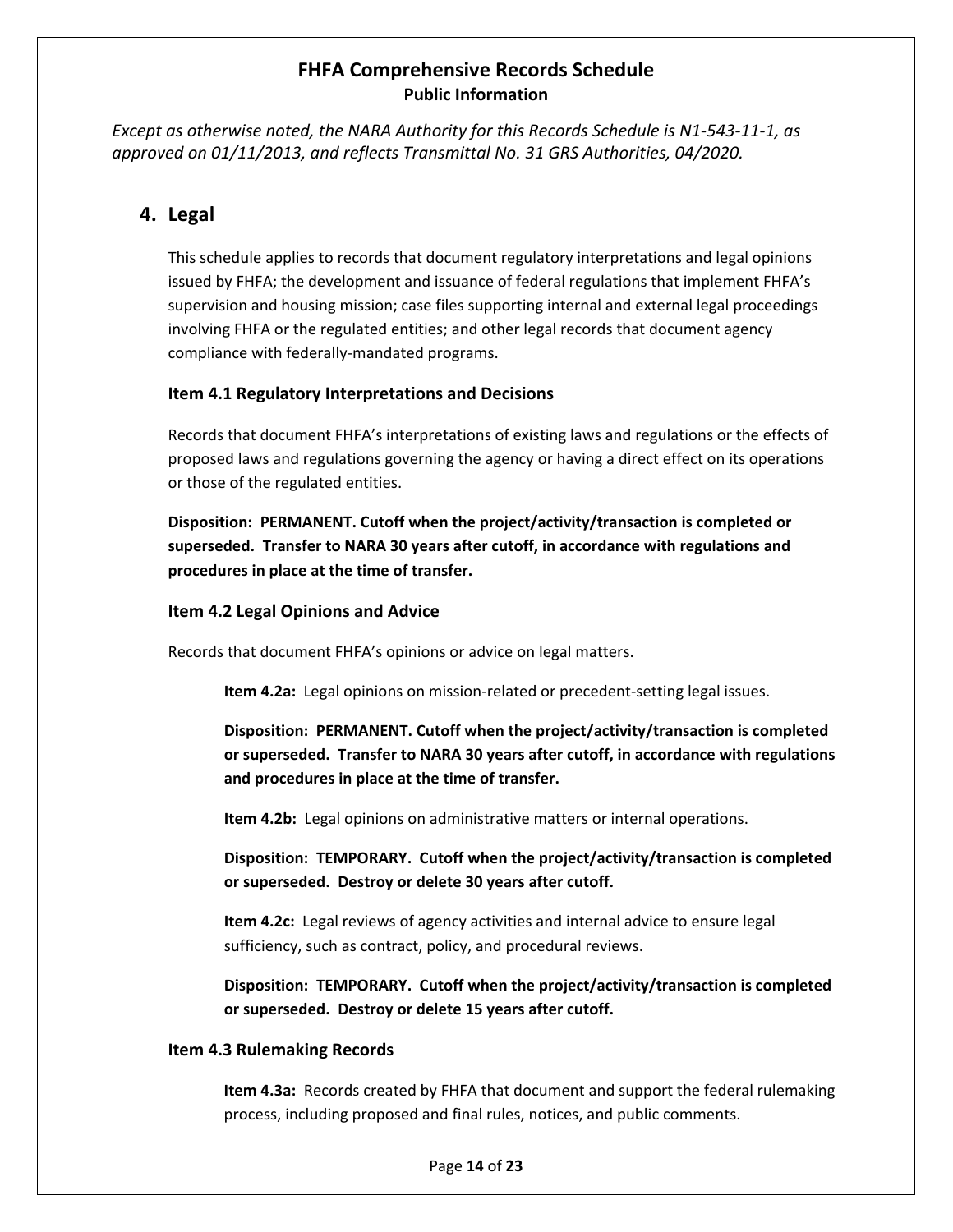*Except as otherwise noted, the NARA Authority for this Records Schedule is N1-543-11-1, as approved on 01/11/2013, and reflects Transmittal No. 31 GRS Authorities, 04/2020.*

## 4. Legal

This schedule applies to records that document regulatory interpretations and legal opinions issued by FHFA; the development and issuance of federal regulations that implement FHFA's supervision and housing mission; case files supporting internal and external legal proceedings involving FHFA or the regulated entities; and other legal records that document agency compliance with federally-mandated programs.

### Item 4.1 Regulatory Interpretations and Decisions

Records that document FHFA's interpretations of existing laws and regulations or the effects of proposed laws and regulations governing the agency or having a direct effect on its operations or those of the regulated entities.

**Disposition: PERMANENT. Cutoff when the project/activity/transaction is completed or superseded. Transfer to NARA 30 years after cutoff, in accordance with regulations and procedures in place at the time of transfer.**

### Item 4.2 Legal Opinions and Advice

Records that document FHFA's opinions or advice on legal matters.

**Item 4.2a:** Legal opinions on mission-related or precedent-setting legal issues.

**Disposition: PERMANENT. Cutoff when the project/activity/transaction is completed or superseded. Transfer to NARA 30 years after cutoff, in accordance with regulations and procedures in place at the time of transfer.**

**Item 4.2b:** Legal opinions on administrative matters or internal operations.

**Disposition: TEMPORARY. Cutoff when the project/activity/transaction is completed or superseded. Destroy or delete 30 years after cutoff.**

**Item 4.2c:** Legal reviews of agency activities and internal advice to ensure legal sufficiency, such as contract, policy, and procedural reviews.

**Disposition: TEMPORARY. Cutoff when the project/activity/transaction is completed or superseded. Destroy or delete 15 years after cutoff.**

### Item 4.3 Rulemaking Records

**Item 4.3a:** Records created by FHFA that document and support the federal rulemaking process, including proposed and final rules, notices, and public comments.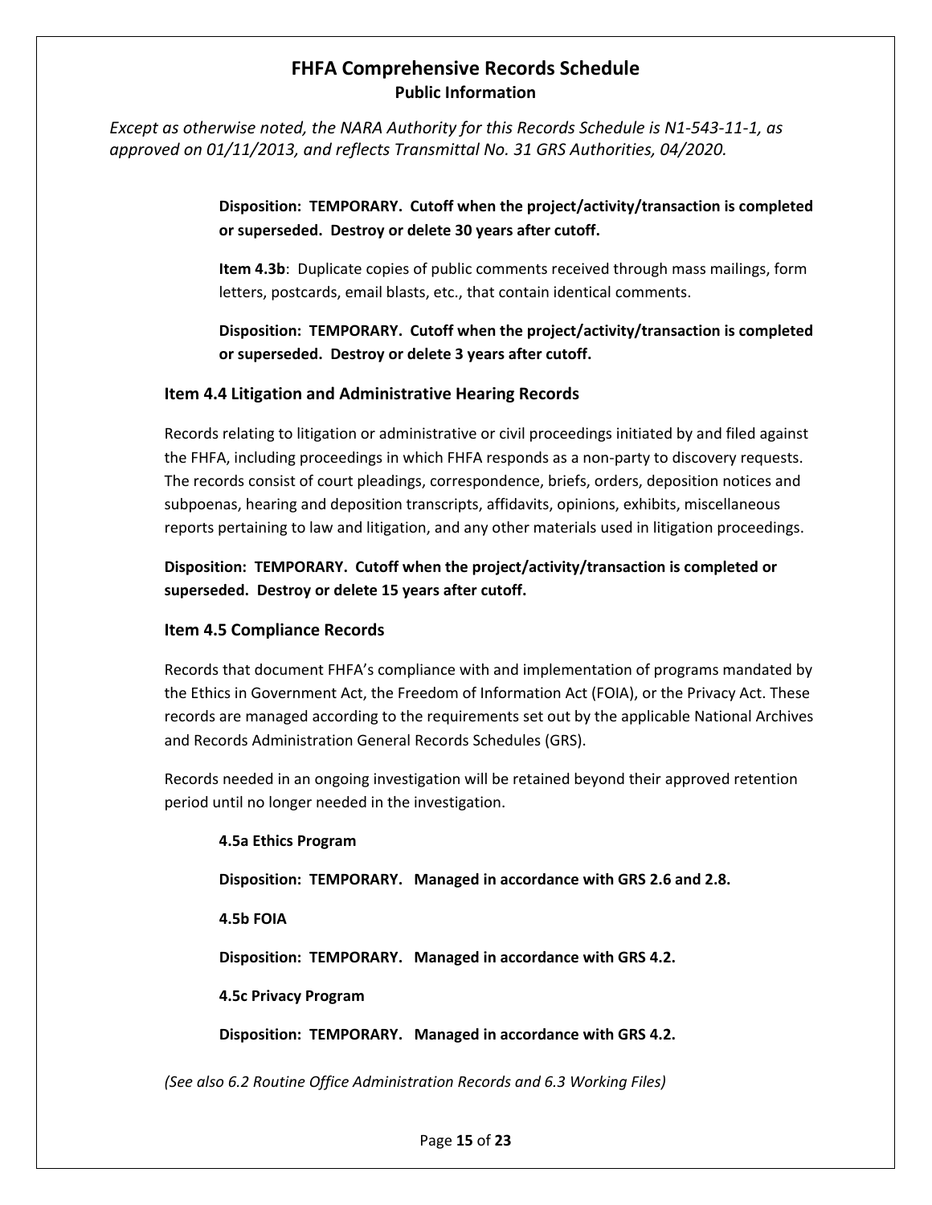**Disposition: TEMPORARY. Cutoff when the project/activity/transaction is completed or superseded. Destroy or delete 30 years after cutoff.**

**Item 4.3b**: Duplicate copies of public comments received through mass mailings, form letters, postcards, email blasts, etc., that contain identical comments.

**Disposition: TEMPORARY. Cutoff when the project/activity/transaction is completed or superseded. Destroy or delete 3 years after cutoff.**

### Item 4.4 Litigation and Administrative Hearing Records

Records relating to litigation or administrative or civil proceedings initiated by and filed against the FHFA, including proceedings in which FHFA responds as a non-party to discovery requests. The records consist of court pleadings, correspondence, briefs, orders, deposition notices and subpoenas, hearing and deposition transcripts, affidavits, opinions, exhibits, miscellaneous reports pertaining to law and litigation, and any other materials used in litigation proceedings.

**Disposition: TEMPORARY. Cutoff when the project/activity/transaction is completed or superseded. Destroy or delete 15 years after cutoff.**

### Item 4.5 Compliance Records

Records that document FHFA's compliance with and implementation of programs mandated by the Ethics in Government Act, the Freedom of Information Act (FOIA), or the Privacy Act. These records are managed according to the requirements set out by the applicable National Archives and Records Administration General Records Schedules (GRS).

Records needed in an ongoing investigation will be retained beyond their approved retention period until no longer needed in the investigation.

**4.5a Ethics Program**

**Disposition: TEMPORARY. Managed in accordance with GRS 2.6 and 2.8.**

**4.5b FOIA**

**Disposition: TEMPORARY. Managed in accordance with GRS 4.2.**

**4.5c Privacy Program**

**Disposition: TEMPORARY. Managed in accordance with GRS 4.2.**

*(See also 6.2 Routine Office Administration Records and 6.3 Working Files)*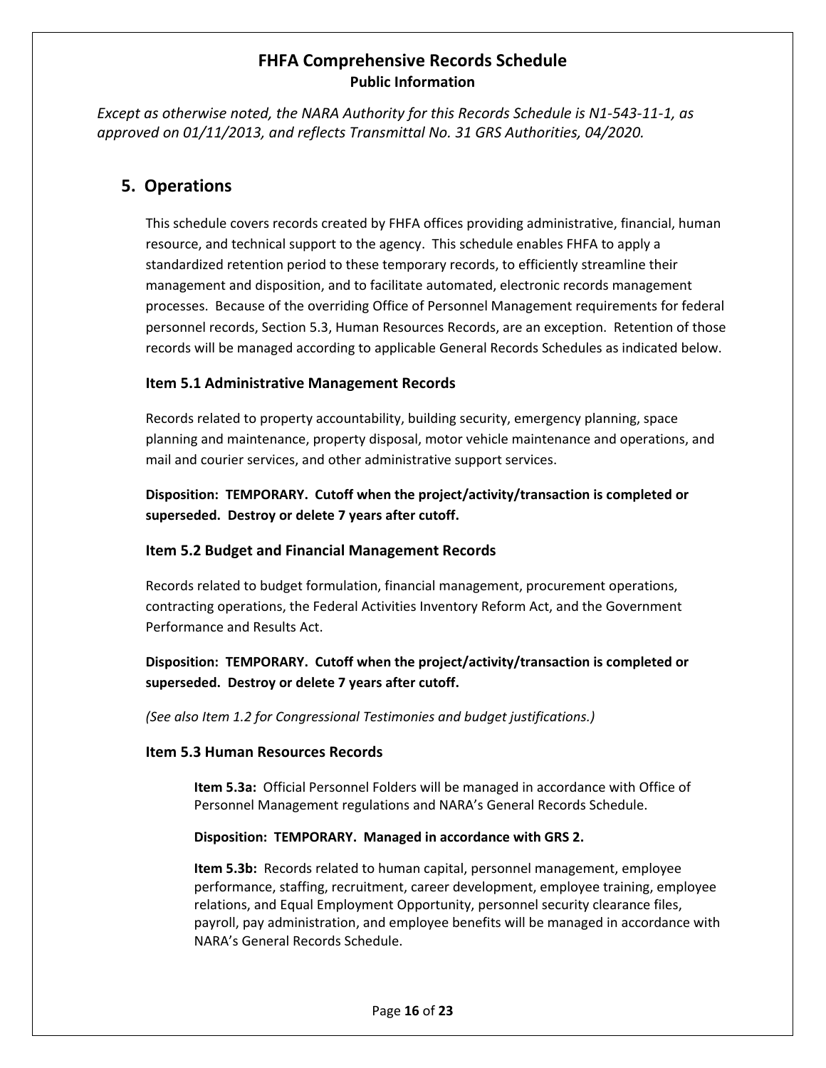# FHFA Comprehensive Records Schedule

**Public Information**

*Except as otherwise noted, the NARA Authority for this Records Schedule is N1-543-11-1, as approved on 01/11/2013, and reflects Transmittal No. 31 GRS Authorities, 04/2020.*

## 5. Operations

This schedule covers records created by FHFA offices providing administrative, financial, human resource, and technical support to the agency. This schedule enables FHFA to apply a standardized retention period to these temporary records, to efficiently streamline their management and disposition, and to facilitate automated, electronic records management processes. Because of the overriding Office of Personnel Management requirements for federal personnel records, Section 5.3, Human Resources Records, are an exception. Retention of those records will be managed according to applicable General Records Schedules as indicated below.

### Item 5.1 Administrative Management Records

Records related to property accountability, building security, emergency planning, space planning and maintenance, property disposal, motor vehicle maintenance and operations, and mail and courier services, and other administrative support services.

**Disposition: TEMPORARY. Cutoff when the project/activity/transaction is completed or superseded. Destroy or delete 7 years after cutoff.**

### Item 5.2 Budget and Financial Management Records

Records related to budget formulation, financial management, procurement operations, contracting operations, the Federal Activities Inventory Reform Act, and the Government Performance and Results Act.

**Disposition: TEMPORARY. Cutoff when the project/activity/transaction is completed or superseded. Destroy or delete 7 years after cutoff.**

*(See also Item 1.2 for Congressional Testimonies and budget justifications.)*

### Item 5.3 Human Resources Records

**Item 5.3a:** Official Personnel Folders will be managed in accordance with Office of Personnel Management regulations and NARA's General Records Schedule.

**Disposition: TEMPORARY. Managed in accordance with GRS 2.**

**Item 5.3b:** Records related to human capital, personnel management, employee performance, staffing, recruitment, career development, employee training, employee relations, and Equal Employment Opportunity, personnel security clearance files, payroll, pay administration, and employee benefits will be managed in accordance with NARA's General Records Schedule.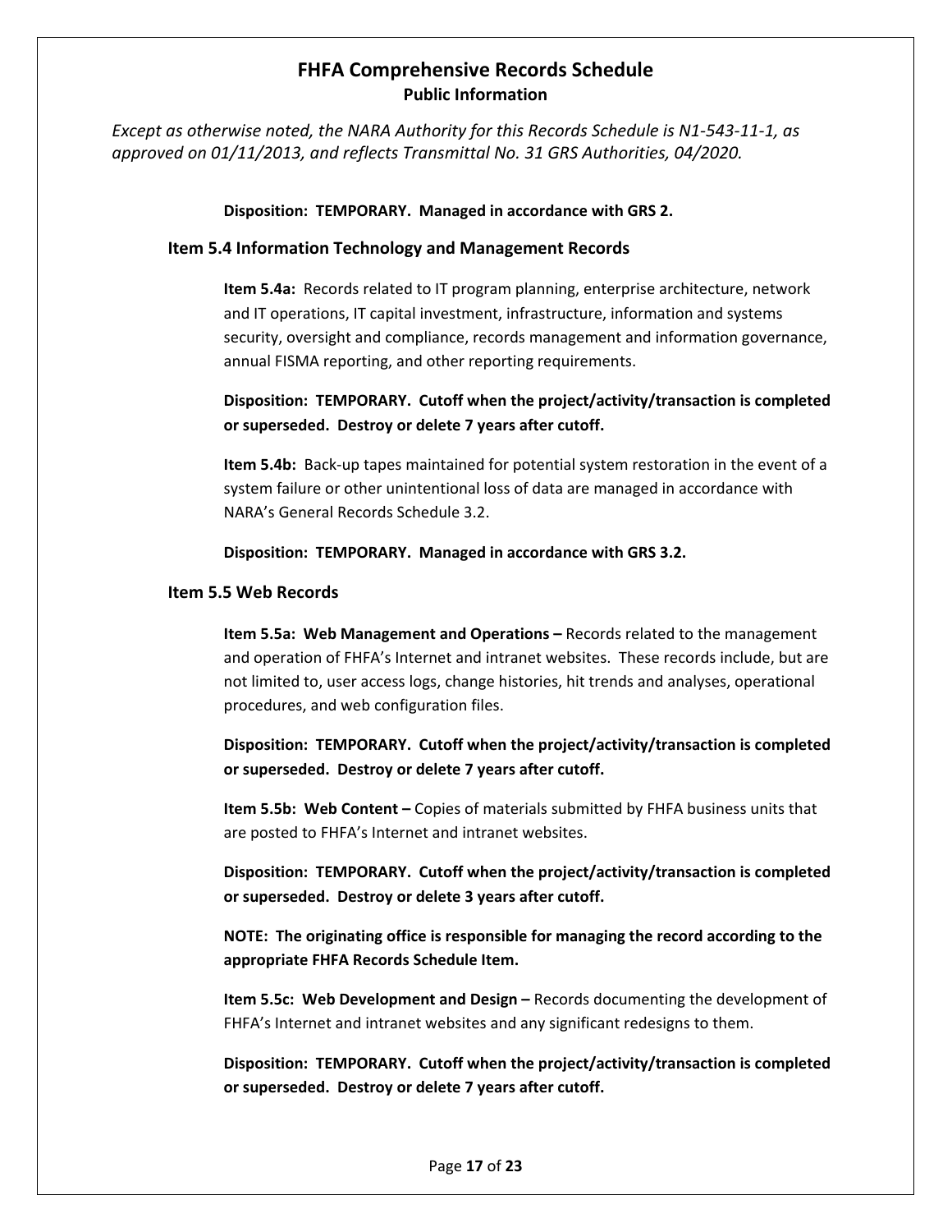**Disposition: TEMPORARY. Managed in accordance with GRS 2.**

### Item 5.4 Information Technology and Management Records

**Item 5.4a:** Records related to IT program planning, enterprise architecture, network and IT operations, IT capital investment, infrastructure, information and systems security, oversight and compliance, records management and information governance, annual FISMA reporting, and other reporting requirements.

**Disposition: TEMPORARY. Cutoff when the project/activity/transaction is completed or superseded. Destroy or delete 7 years after cutoff.**

**Item 5.4b:** Back-up tapes maintained for potential system restoration in the event of a system failure or other unintentional loss of data are managed in accordance with NARA's General Records Schedule 3.2.

**Disposition: TEMPORARY. Managed in accordance with GRS 3.2.**

### Item 5.5 Web Records

**Item 5.5a: Web Management and Operations –** Records related to the management and operation of FHFA's Internet and intranet websites. These records include, but are not limited to, user access logs, change histories, hit trends and analyses, operational procedures, and web configuration files.

**Disposition: TEMPORARY. Cutoff when the project/activity/transaction is completed or superseded. Destroy or delete 7 years after cutoff.**

**Item 5.5b: Web Content –** Copies of materials submitted by FHFA business units that are posted to FHFA's Internet and intranet websites.

**Disposition: TEMPORARY. Cutoff when the project/activity/transaction is completed or superseded. Destroy or delete 3 years after cutoff.**

**NOTE: The originating office is responsible for managing the record according to the appropriate FHFA Records Schedule Item.**

**Item 5.5c: Web Development and Design –** Records documenting the development of FHFA's Internet and intranet websites and any significant redesigns to them.

**Disposition: TEMPORARY. Cutoff when the project/activity/transaction is completed or superseded. Destroy or delete 7 years after cutoff.**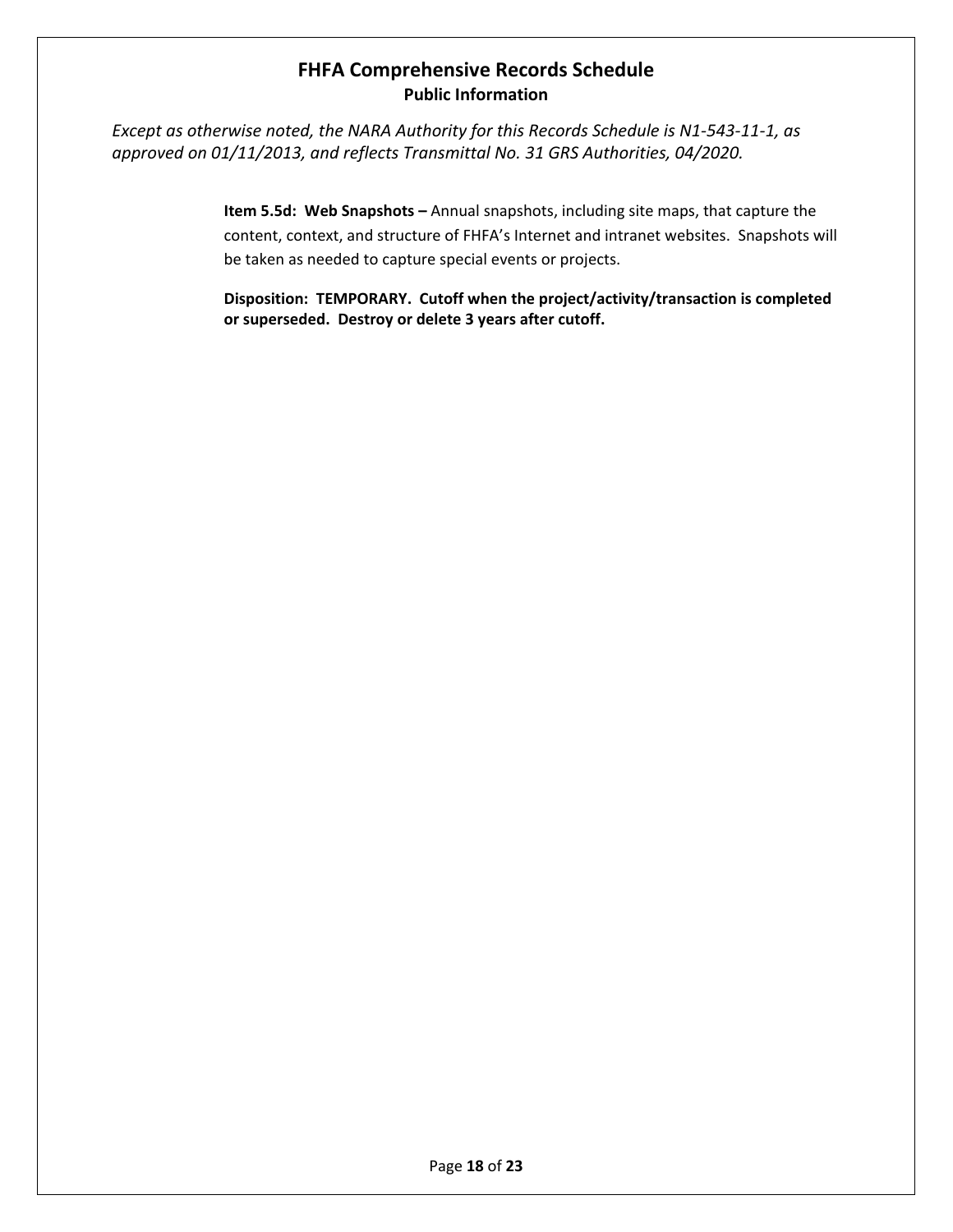*Except as otherwise noted, the NARA Authority for this Records Schedule is N1-543-11-1, as approved on 01/11/2013, and reflects Transmittal No. 31 GRS Authorities, 04/2020.*

**Item 5.5d: Web Snapshots –** Annual snapshots, including site maps, that capture the content, context, and structure of FHFA's Internet and intranet websites. Snapshots will be taken as needed to capture special events or projects.

**Disposition: TEMPORARY. Cutoff when the project/activity/transaction is completed or superseded. Destroy or delete 3 years after cutoff.**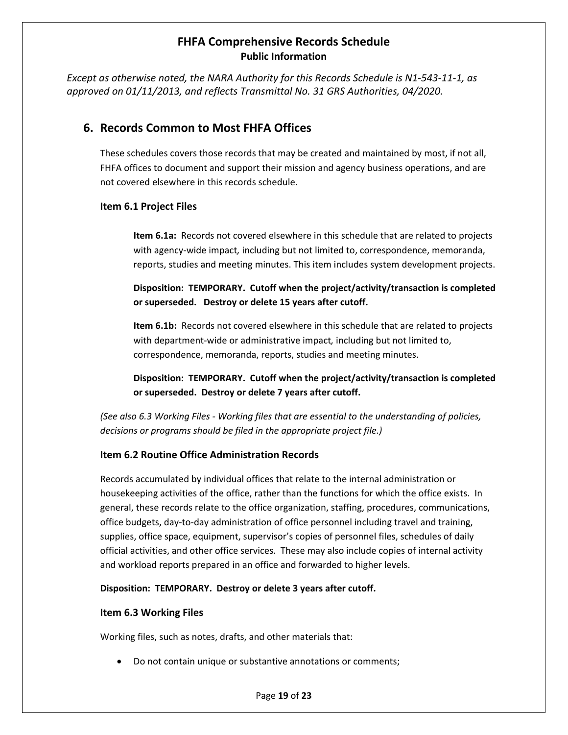*Except as otherwise noted, the NARA Authority for this Records Schedule is N1-543-11-1, as approved on 01/11/2013, and reflects Transmittal No. 31 GRS Authorities, 04/2020.*

## 6. Records Common to Most FHFA Offices

These schedules covers those records that may be created and maintained by most, if not all, FHFA offices to document and support their mission and agency business operations, and are not covered elsewhere in this records schedule.

### Item 6.1 Project Files

**Item 6.1a:** Records not covered elsewhere in this schedule that are related to projects with agency-wide impact*,* including but not limited to, correspondence, memoranda, reports, studies and meeting minutes. This item includes system development projects.

**Disposition: TEMPORARY. Cutoff when the project/activity/transaction is completed or superseded. Destroy or delete 15 years after cutoff.**

**Item 6.1b:** Records not covered elsewhere in this schedule that are related to projects with department-wide or administrative impact*,* including but not limited to, correspondence, memoranda, reports, studies and meeting minutes.

**Disposition: TEMPORARY. Cutoff when the project/activity/transaction is completed or superseded. Destroy or delete 7 years after cutoff.**

*(See also 6.3 Working Files - Working files that are essential to the understanding of policies, decisions or programs should be filed in the appropriate project file.)*

### Item 6.2 Routine Office Administration Records

Records accumulated by individual offices that relate to the internal administration or housekeeping activities of the office, rather than the functions for which the office exists. In general, these records relate to the office organization, staffing, procedures, communications, office budgets, day-to-day administration of office personnel including travel and training, supplies, office space, equipment, supervisor's copies of personnel files, schedules of daily official activities, and other office services. These may also include copies of internal activity and workload reports prepared in an office and forwarded to higher levels.

**Disposition: TEMPORARY. Destroy or delete 3 years after cutoff.**

### Item 6.3 Working Files

Working files, such as notes, drafts, and other materials that:

- Do not contain unique or substantive annotations or comments;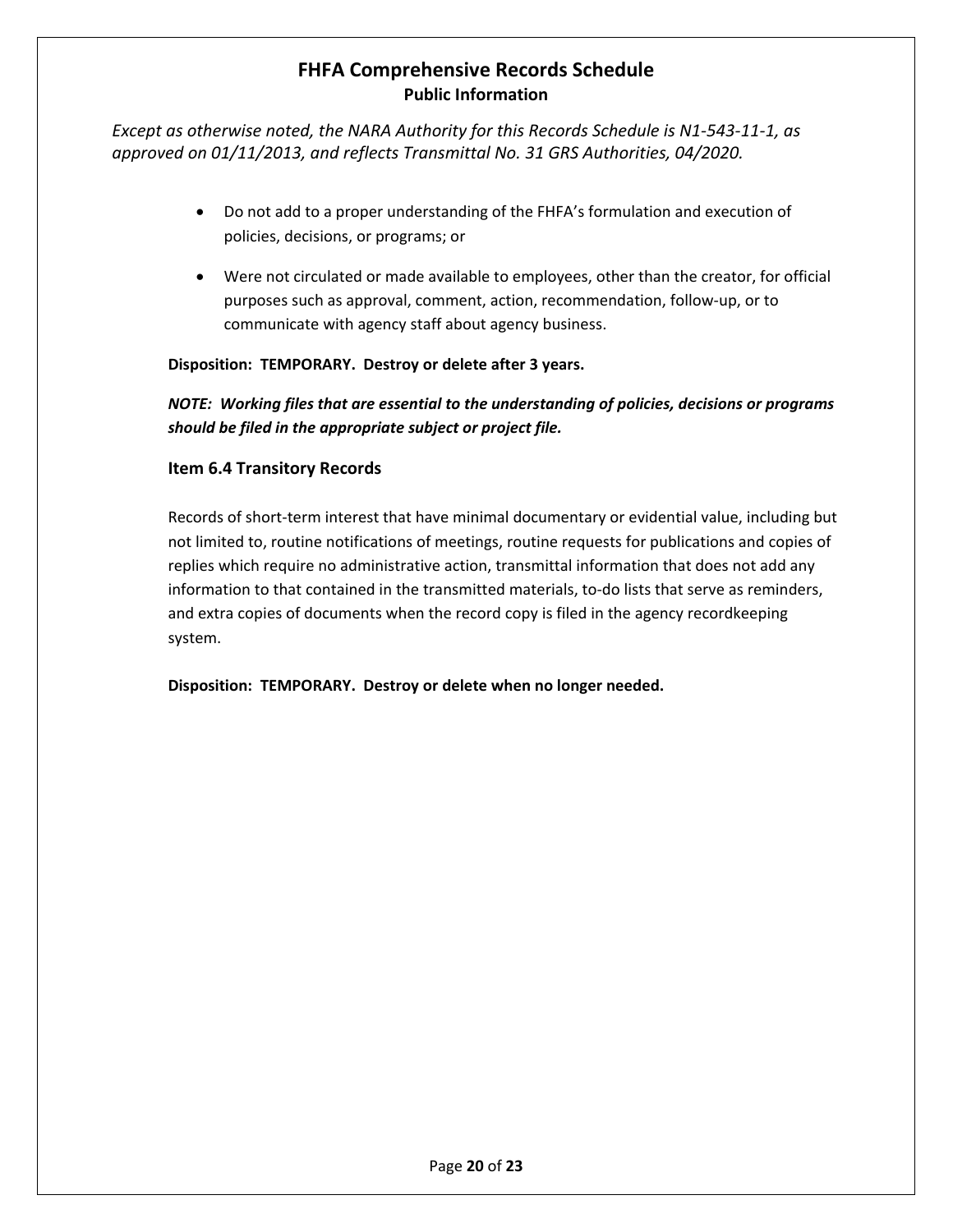*Except as otherwise noted, the NARA Authority for this Records Schedule is N1-543-11-1, as approved on 01/11/2013, and reflects Transmittal No. 31 GRS Authorities, 04/2020.*

- Do not add to a proper understanding of the FHFA's formulation and execution of policies, decisions, or programs; or
- Were not circulated or made available to employees, other than the creator, for official purposes such as approval, comment, action, recommendation, follow-up, or to communicate with agency staff about agency business.

**Disposition: TEMPORARY. Destroy or delete after 3 years.**

***NOTE: Working files that are essential to the understanding of policies, decisions or programs should be filed in the appropriate subject or project file.***

### Item 6.4 Transitory Records

Records of short-term interest that have minimal documentary or evidential value, including but not limited to, routine notifications of meetings, routine requests for publications and copies of replies which require no administrative action, transmittal information that does not add any information to that contained in the transmitted materials, to-do lists that serve as reminders, and extra copies of documents when the record copy is filed in the agency recordkeeping system.

**Disposition: TEMPORARY. Destroy or delete when no longer needed.**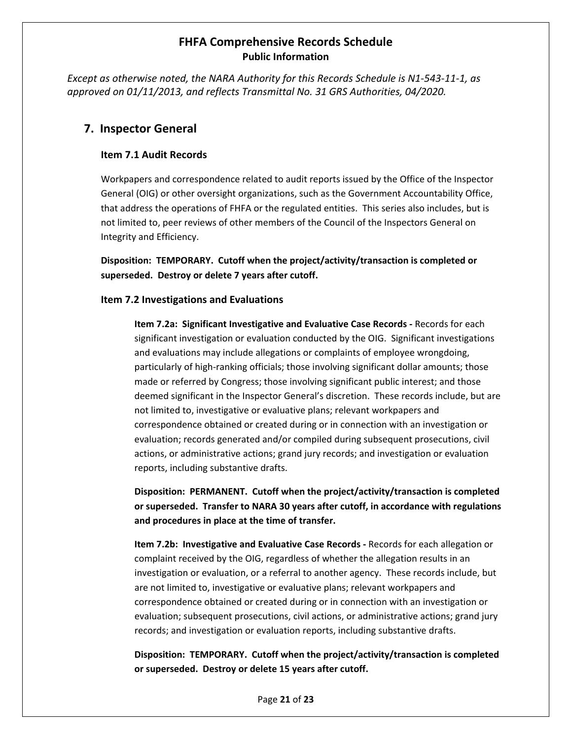# FHFA Comprehensive Records Schedule

**Public Information**

*Except as otherwise noted, the NARA Authority for this Records Schedule is N1-543-11-1, as approved on 01/11/2013, and reflects Transmittal No. 31 GRS Authorities, 04/2020.*

## 7. Inspector General

### Item 7.1 Audit Records

Workpapers and correspondence related to audit reports issued by the Office of the Inspector General (OIG) or other oversight organizations, such as the Government Accountability Office, that address the operations of FHFA or the regulated entities. This series also includes, but is not limited to, peer reviews of other members of the Council of the Inspectors General on Integrity and Efficiency.

**Disposition: TEMPORARY. Cutoff when the project/activity/transaction is completed or superseded. Destroy or delete 7 years after cutoff.**

### Item 7.2 Investigations and Evaluations

**Item 7.2a: Significant Investigative and Evaluative Case Records -** Records for each significant investigation or evaluation conducted by the OIG. Significant investigations and evaluations may include allegations or complaints of employee wrongdoing, particularly of high-ranking officials; those involving significant dollar amounts; those made or referred by Congress; those involving significant public interest; and those deemed significant in the Inspector General's discretion. These records include, but are not limited to, investigative or evaluative plans; relevant workpapers and correspondence obtained or created during or in connection with an investigation or evaluation; records generated and/or compiled during subsequent prosecutions, civil actions, or administrative actions; grand jury records; and investigation or evaluation reports, including substantive drafts.

**Disposition: PERMANENT. Cutoff when the project/activity/transaction is completed or superseded. Transfer to NARA 30 years after cutoff, in accordance with regulations and procedures in place at the time of transfer.**

**Item 7.2b: Investigative and Evaluative Case Records -** Records for each allegation or complaint received by the OIG, regardless of whether the allegation results in an investigation or evaluation, or a referral to another agency. These records include, but are not limited to, investigative or evaluative plans; relevant workpapers and correspondence obtained or created during or in connection with an investigation or evaluation; subsequent prosecutions, civil actions, or administrative actions; grand jury records; and investigation or evaluation reports, including substantive drafts.

**Disposition: TEMPORARY. Cutoff when the project/activity/transaction is completed or superseded. Destroy or delete 15 years after cutoff.**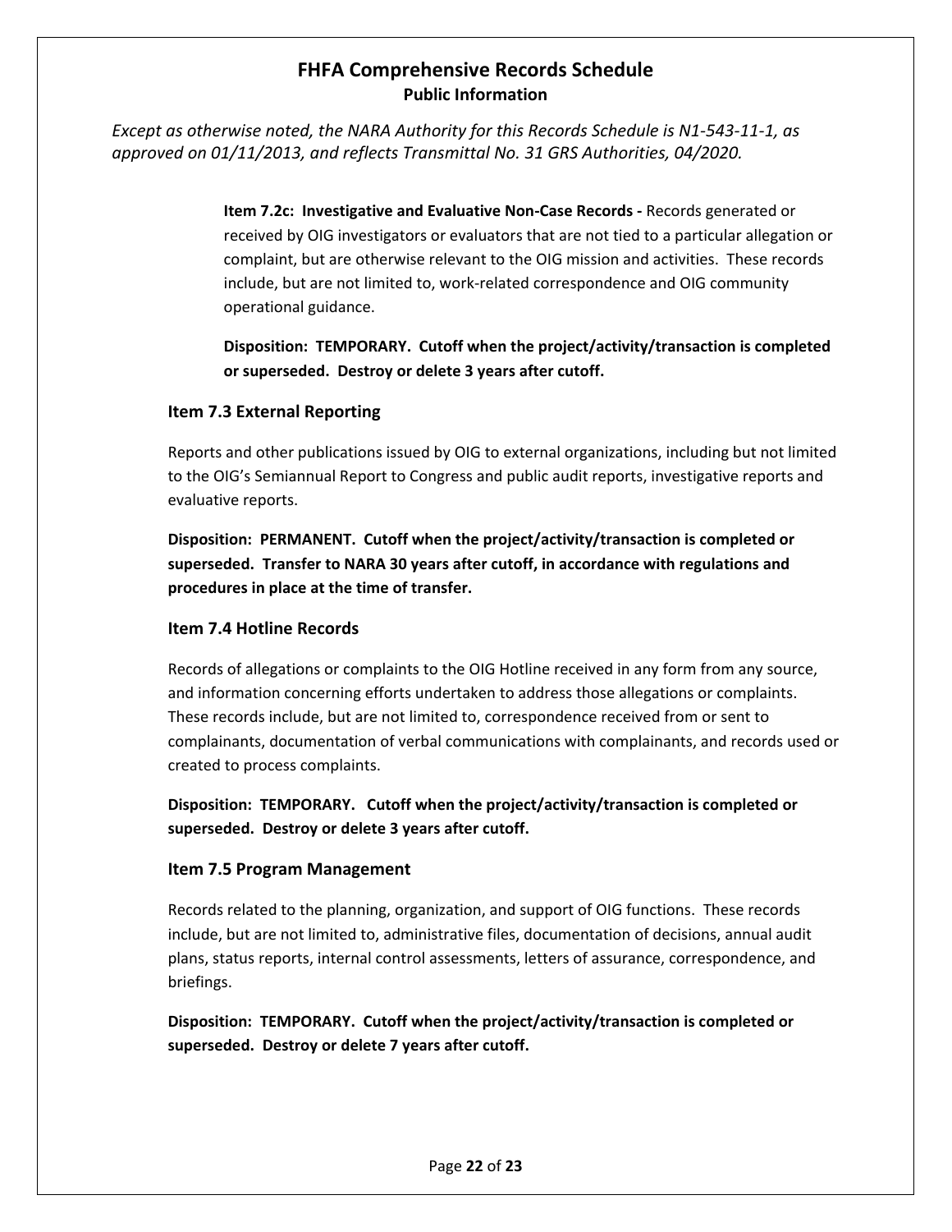# FHFA Comprehensive Records Schedule

**Public Information**

*Except as otherwise noted, the NARA Authority for this Records Schedule is N1-543-11-1, as approved on 01/11/2013, and reflects Transmittal No. 31 GRS Authorities, 04/2020.*

**Item 7.2c: Investigative and Evaluative Non-Case Records -** Records generated or received by OIG investigators or evaluators that are not tied to a particular allegation or complaint, but are otherwise relevant to the OIG mission and activities. These records include, but are not limited to, work-related correspondence and OIG community operational guidance.

**Disposition: TEMPORARY. Cutoff when the project/activity/transaction is completed or superseded. Destroy or delete 3 years after cutoff.**

### Item 7.3 External Reporting

Reports and other publications issued by OIG to external organizations, including but not limited to the OIG's Semiannual Report to Congress and public audit reports, investigative reports and evaluative reports.

**Disposition: PERMANENT. Cutoff when the project/activity/transaction is completed or superseded. Transfer to NARA 30 years after cutoff, in accordance with regulations and procedures in place at the time of transfer.**

### Item 7.4 Hotline Records

Records of allegations or complaints to the OIG Hotline received in any form from any source, and information concerning efforts undertaken to address those allegations or complaints. These records include, but are not limited to, correspondence received from or sent to complainants, documentation of verbal communications with complainants, and records used or created to process complaints.

**Disposition: TEMPORARY. Cutoff when the project/activity/transaction is completed or superseded. Destroy or delete 3 years after cutoff.**

### Item 7.5 Program Management

Records related to the planning, organization, and support of OIG functions. These records include, but are not limited to, administrative files, documentation of decisions, annual audit plans, status reports, internal control assessments, letters of assurance, correspondence, and briefings.

**Disposition: TEMPORARY. Cutoff when the project/activity/transaction is completed or superseded. Destroy or delete 7 years after cutoff.**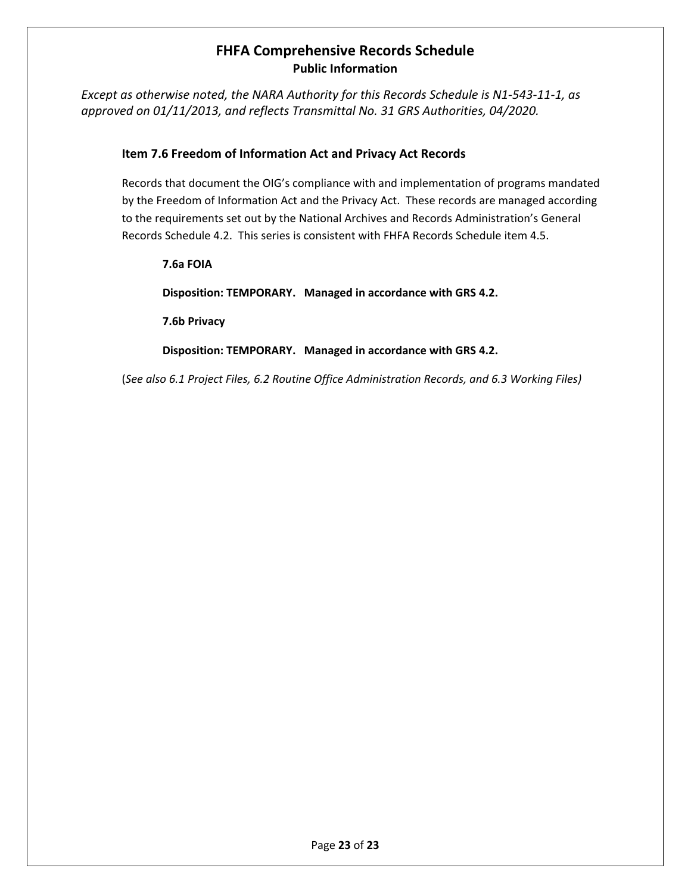# FHFA Comprehensive Records Schedule

## Public Information

*Except as otherwise noted, the NARA Authority for this Records Schedule is N1-543-11-1, as approved on 01/11/2013, and reflects Transmittal No. 31 GRS Authorities, 04/2020.*

### Item 7.6 Freedom of Information Act and Privacy Act Records

Records that document the OIG's compliance with and implementation of programs mandated by the Freedom of Information Act and the Privacy Act. These records are managed according to the requirements set out by the National Archives and Records Administration's General Records Schedule 4.2. This series is consistent with FHFA Records Schedule item 4.5.

**7.6a FOIA**

**Disposition: TEMPORARY. Managed in accordance with GRS 4.2.**

**7.6b Privacy**

**Disposition: TEMPORARY. Managed in accordance with GRS 4.2.**

(*See also 6.1 Project Files, 6.2 Routine Office Administration Records, and 6.3 Working Files)*